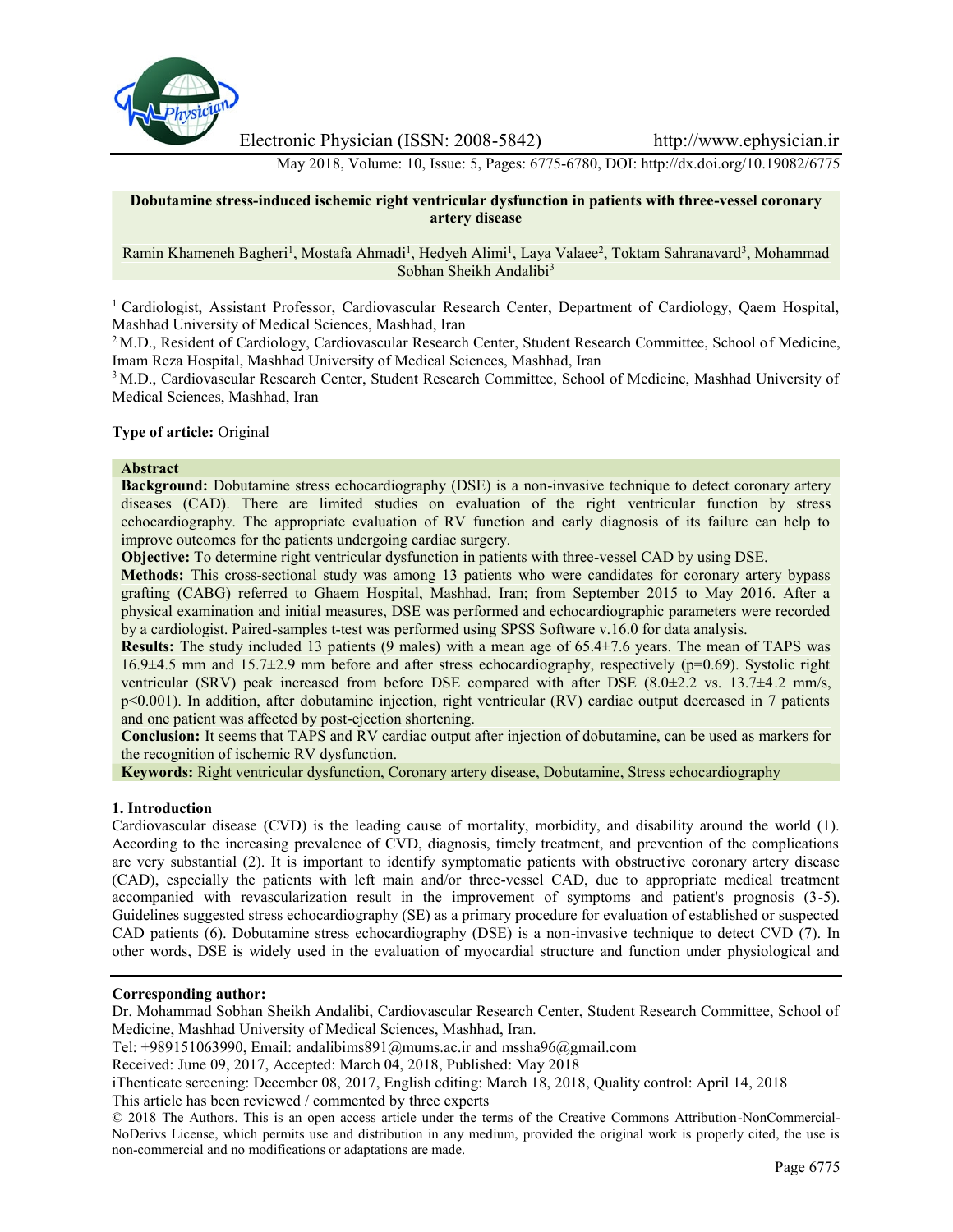# Dobutamine stress-induced ischemic right ventricular dysfunction in patients with three-vessel coronary artery disease

Ramin Khameneh Bagheri[1], Mostafa Ahmadi[1], Hedyeh Alimi[1], Laya Valaee[2], Toktam Sahranavard[3], Mohammad Sobhan Sheikh Andalibi[3]

[1] Cardiologist, Assistant Professor, Cardiovascular Research Center, Department of Cardiology, Qaem Hospital, Mashhad University of Medical Sciences, Mashhad, Iran

[2] M.D., Resident of Cardiology, Cardiovascular Research Center, Student Research Committee, School of Medicine, Imam Reza Hospital, Mashhad University of Medical Sciences, Mashhad, Iran

[3] M.D., Cardiovascular Research Center, Student Research Committee, School of Medicine, Mashhad University of Medical Sciences, Mashhad, Iran

**Type of article:** Original

## Abstract

**Background:** Dobutamine stress echocardiography (DSE) is a non-invasive technique to detect coronary artery diseases (CAD). There are limited studies on evaluation of the right ventricular function by stress echocardiography. The appropriate evaluation of RV function and early diagnosis of its failure can help to improve outcomes for the patients undergoing cardiac surgery.

**Objective:** To determine right ventricular dysfunction in patients with three-vessel CAD by using DSE.

**Methods:** This cross-sectional study was among 13 patients who were candidates for coronary artery bypass grafting (CABG) referred to Ghaem Hospital, Mashhad, Iran; from September 2015 to May 2016. After a physical examination and initial measures, DSE was performed and echocardiographic parameters were recorded by a cardiologist. Paired-samples t-test was performed using SPSS Software v.16.0 for data analysis.

**Results:** The study included 13 patients (9 males) with a mean age of 65.4±7.6 years. The mean of TAPS was 16.9±4.5 mm and 15.7±2.9 mm before and after stress echocardiography, respectively (p=0.69). Systolic right ventricular (SRV) peak increased from before DSE compared with after DSE (8.0±2.2 vs. 13.7±4.2 mm/s, p<0.001). In addition, after dobutamine injection, right ventricular (RV) cardiac output decreased in 7 patients and one patient was affected by post-ejection shortening.

**Conclusion:** It seems that TAPS and RV cardiac output after injection of dobutamine, can be used as markers for the recognition of ischemic RV dysfunction.

**Keywords:** Right ventricular dysfunction, Coronary artery disease, Dobutamine, Stress echocardiography

## 1. Introduction

Cardiovascular disease (CVD) is the leading cause of mortality, morbidity, and disability around the world (1). According to the increasing prevalence of CVD, diagnosis, timely treatment, and prevention of the complications are very substantial (2). It is important to identify symptomatic patients with obstructive coronary artery disease (CAD), especially the patients with left main and/or three-vessel CAD, due to appropriate medical treatment accompanied with revascularization result in the improvement of symptoms and patient's prognosis (3-5). Guidelines suggested stress echocardiography (SE) as a primary procedure for evaluation of established or suspected CAD patients (6). Dobutamine stress echocardiography (DSE) is a non-invasive technique to detect CVD (7). In other words, DSE is widely used in the evaluation of myocardial structure and function under physiological and

**Corresponding author:**
Dr. Mohammad Sobhan Sheikh Andalibi, Cardiovascular Research Center, Student Research Committee, School of Medicine, Mashhad University of Medical Sciences, Mashhad, Iran.
Tel: +989151063990, Email: andalibims891@mums.ac.ir and mssha96@gmail.com
Received: June 09, 2017, Accepted: March 04, 2018, Published: May 2018
iThenticate screening: December 08, 2017, English editing: March 18, 2018, Quality control: April 14, 2018
This article has been reviewed / commented by three experts
© 2018 The Authors. This is an open access article under the terms of the Creative Commons Attribution-NonCommercial-NoDerivs License, which permits use and distribution in any medium, provided the original work is properly cited, the use is non-commercial and no modifications or adaptations are made.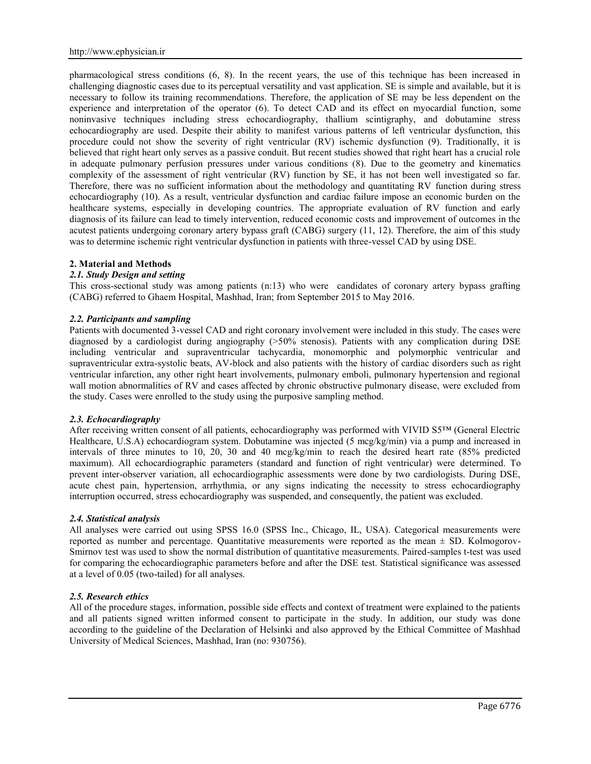pharmacological stress conditions (6, 8). In the recent years, the use of this technique has been increased in challenging diagnostic cases due to its perceptual versatility and vast application. SE is simple and available, but it is necessary to follow its training recommendations. Therefore, the application of SE may be less dependent on the experience and interpretation of the operator (6). To detect CAD and its effect on myocardial function, some noninvasive techniques including stress echocardiography, thallium scintigraphy, and dobutamine stress echocardiography are used. Despite their ability to manifest various patterns of left ventricular dysfunction, this procedure could not show the severity of right ventricular (RV) ischemic dysfunction (9). Traditionally, it is believed that right heart only serves as a passive conduit. But recent studies showed that right heart has a crucial role in adequate pulmonary perfusion pressures under various conditions (8). Due to the geometry and kinematics complexity of the assessment of right ventricular (RV) function by SE, it has not been well investigated so far. Therefore, there was no sufficient information about the methodology and quantitating RV function during stress echocardiography (10). As a result, ventricular dysfunction and cardiac failure impose an economic burden on the healthcare systems, especially in developing countries. The appropriate evaluation of RV function and early diagnosis of its failure can lead to timely intervention, reduced economic costs and improvement of outcomes in the acutest patients undergoing coronary artery bypass graft (CABG) surgery (11, 12). Therefore, the aim of this study was to determine ischemic right ventricular dysfunction in patients with three-vessel CAD by using DSE.

## 2. Material and Methods

### *2.1. Study Design and setting*

This cross-sectional study was among patients (n:13) who were candidates of coronary artery bypass grafting (CABG) referred to Ghaem Hospital, Mashhad, Iran; from September 2015 to May 2016.

### *2.2. Participants and sampling*

Patients with documented 3-vessel CAD and right coronary involvement were included in this study. The cases were diagnosed by a cardiologist during angiography (>50% stenosis). Patients with any complication during DSE including ventricular and supraventricular tachycardia, monomorphic and polymorphic ventricular and supraventricular extra-systolic beats, AV-block and also patients with the history of cardiac disorders such as right ventricular infarction, any other right heart involvements, pulmonary emboli, pulmonary hypertension and regional wall motion abnormalities of RV and cases affected by chronic obstructive pulmonary disease, were excluded from the study. Cases were enrolled to the study using the purposive sampling method.

### *2.3. Echocardiography*

After receiving written consent of all patients, echocardiography was performed with VIVID S5™ (General Electric Healthcare, U.S.A) echocardiogram system. Dobutamine was injected (5 mcg/kg/min) via a pump and increased in intervals of three minutes to 10, 20, 30 and 40 mcg/kg/min to reach the desired heart rate (85% predicted maximum). All echocardiographic parameters (standard and function of right ventricular) were determined. To prevent inter-observer variation, all echocardiographic assessments were done by two cardiologists. During DSE, acute chest pain, hypertension, arrhythmia, or any signs indicating the necessity to stress echocardiography interruption occurred, stress echocardiography was suspended, and consequently, the patient was excluded.

### *2.4. Statistical analysis*

All analyses were carried out using SPSS 16.0 (SPSS Inc., Chicago, IL, USA). Categorical measurements were reported as number and percentage. Quantitative measurements were reported as the mean ± SD. Kolmogorov-Smirnov test was used to show the normal distribution of quantitative measurements. Paired-samples t-test was used for comparing the echocardiographic parameters before and after the DSE test. Statistical significance was assessed at a level of 0.05 (two-tailed) for all analyses.

### *2.5. Research ethics*

All of the procedure stages, information, possible side effects and context of treatment were explained to the patients and all patients signed written informed consent to participate in the study. In addition, our study was done according to the guideline of the Declaration of Helsinki and also approved by the Ethical Committee of Mashhad University of Medical Sciences, Mashhad, Iran (no: 930756).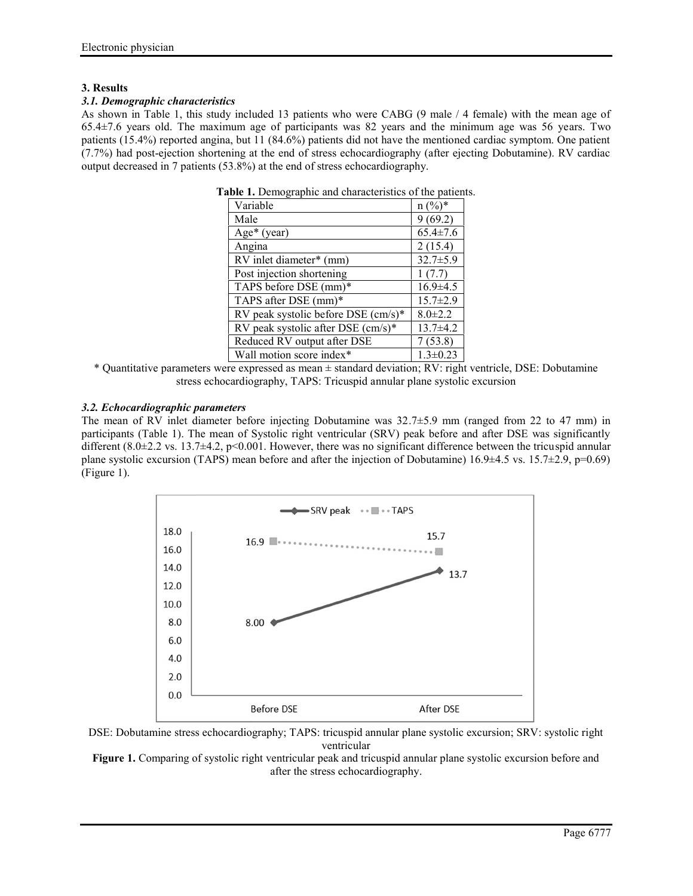## 3. Results

### *3.1. Demographic characteristics*

As shown in Table 1, this study included 13 patients who were CABG (9 male / 4 female) with the mean age of 65.4±7.6 years old. The maximum age of participants was 82 years and the minimum age was 56 years. Two patients (15.4%) reported angina, but 11 (84.6%) patients did not have the mentioned cardiac symptom. One patient (7.7%) had post-ejection shortening at the end of stress echocardiography (after ejecting Dobutamine). RV cardiac output decreased in 7 patients (53.8%) at the end of stress echocardiography.

**Table 1.** Demographic and characteristics of the patients.

| Variable | n (%)* |
|---|---|
| Male | 9 (69.2) |
| Age* (year) | 65.4±7.6 |
| Angina | 2 (15.4) |
| RV inlet diameter* (mm) | 32.7±5.9 |
| Post injection shortening | 1 (7.7) |
| TAPS before DSE (mm)* | 16.9±4.5 |
| TAPS after DSE (mm)* | 15.7±2.9 |
| RV peak systolic before DSE (cm/s)* | 8.0±2.2 |
| RV peak systolic after DSE (cm/s)* | 13.7±4.2 |
| Reduced RV output after DSE | 7 (53.8) |
| Wall motion score index* | 1.3±0.23 |

\* Quantitative parameters were expressed as mean ± standard deviation; RV: right ventricle, DSE: Dobutamine stress echocardiography, TAPS: Tricuspid annular plane systolic excursion

### *3.2. Echocardiographic parameters*

The mean of RV inlet diameter before injecting Dobutamine was 32.7±5.9 mm (ranged from 22 to 47 mm) in participants (Table 1). The mean of Systolic right ventricular (SRV) peak before and after DSE was significantly different (8.0±2.2 vs. 13.7±4.2, $p<0.001$. However, there was no significant difference between the tricuspid annular plane systolic excursion (TAPS) mean before and after the injection of Dobutamine) 16.9±4.5 vs. 15.7±2.9, $p=0.69$) (Figure 1).

DSE: Dobutamine stress echocardiography; TAPS: tricuspid annular plane systolic excursion; SRV: systolic right ventricular

**Figure 1.** Comparing of systolic right ventricular peak and tricuspid annular plane systolic excursion before and after the stress echocardiography.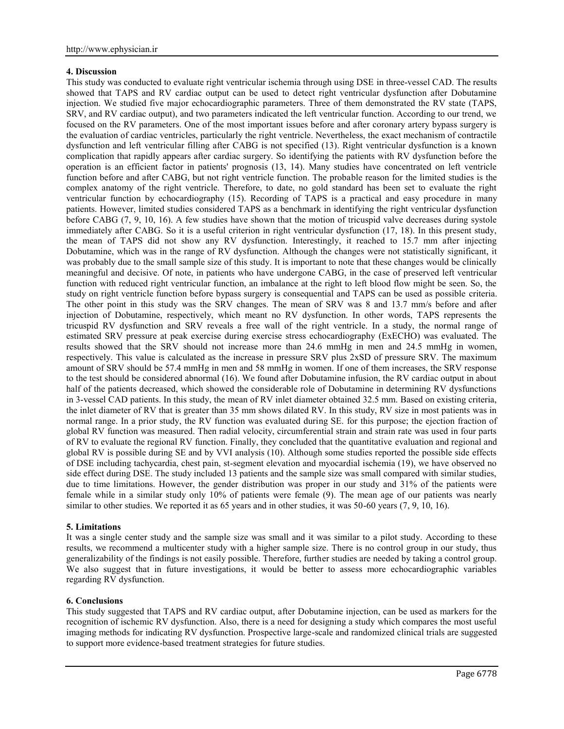## 4. Discussion

This study was conducted to evaluate right ventricular ischemia through using DSE in three-vessel CAD. The results showed that TAPS and RV cardiac output can be used to detect right ventricular dysfunction after Dobutamine injection. We studied five major echocardiographic parameters. Three of them demonstrated the RV state (TAPS, SRV, and RV cardiac output), and two parameters indicated the left ventricular function. According to our trend, we focused on the RV parameters. One of the most important issues before and after coronary artery bypass surgery is the evaluation of cardiac ventricles, particularly the right ventricle. Nevertheless, the exact mechanism of contractile dysfunction and left ventricular filling after CABG is not specified (13). Right ventricular dysfunction is a known complication that rapidly appears after cardiac surgery. So identifying the patients with RV dysfunction before the operation is an efficient factor in patients' prognosis (13, 14). Many studies have concentrated on left ventricle function before and after CABG, but not right ventricle function. The probable reason for the limited studies is the complex anatomy of the right ventricle. Therefore, to date, no gold standard has been set to evaluate the right ventricular function by echocardiography (15). Recording of TAPS is a practical and easy procedure in many patients. However, limited studies considered TAPS as a benchmark in identifying the right ventricular dysfunction before CABG (7, 9, 10, 16). A few studies have shown that the motion of tricuspid valve decreases during systole immediately after CABG. So it is a useful criterion in right ventricular dysfunction (17, 18). In this present study, the mean of TAPS did not show any RV dysfunction. Interestingly, it reached to 15.7 mm after injecting Dobutamine, which was in the range of RV dysfunction. Although the changes were not statistically significant, it was probably due to the small sample size of this study. It is important to note that these changes would be clinically meaningful and decisive. Of note, in patients who have undergone CABG, in the case of preserved left ventricular function with reduced right ventricular function, an imbalance at the right to left blood flow might be seen. So, the study on right ventricle function before bypass surgery is consequential and TAPS can be used as possible criteria. The other point in this study was the SRV changes. The mean of SRV was 8 and 13.7 mm/s before and after injection of Dobutamine, respectively, which meant no RV dysfunction. In other words, TAPS represents the tricuspid RV dysfunction and SRV reveals a free wall of the right ventricle. In a study, the normal range of estimated SRV pressure at peak exercise during exercise stress echocardiography (ExECHO) was evaluated. The results showed that the SRV should not increase more than 24.6 mmHg in men and 24.5 mmHg in women, respectively. This value is calculated as the increase in pressure SRV plus 2xSD of pressure SRV. The maximum amount of SRV should be 57.4 mmHg in men and 58 mmHg in women. If one of them increases, the SRV response to the test should be considered abnormal (16). We found after Dobutamine infusion, the RV cardiac output in about half of the patients decreased, which showed the considerable role of Dobutamine in determining RV dysfunctions in 3-vessel CAD patients. In this study, the mean of RV inlet diameter obtained 32.5 mm. Based on existing criteria, the inlet diameter of RV that is greater than 35 mm shows dilated RV. In this study, RV size in most patients was in normal range. In a prior study, the RV function was evaluated during SE. for this purpose; the ejection fraction of global RV function was measured. Then radial velocity, circumferential strain and strain rate was used in four parts of RV to evaluate the regional RV function. Finally, they concluded that the quantitative evaluation and regional and global RV is possible during SE and by VVI analysis (10). Although some studies reported the possible side effects of DSE including tachycardia, chest pain, st-segment elevation and myocardial ischemia (19), we have observed no side effect during DSE. The study included 13 patients and the sample size was small compared with similar studies, due to time limitations. However, the gender distribution was proper in our study and 31% of the patients were female while in a similar study only 10% of patients were female (9). The mean age of our patients was nearly similar to other studies. We reported it as 65 years and in other studies, it was 50-60 years (7, 9, 10, 16).

## 5. Limitations

It was a single center study and the sample size was small and it was similar to a pilot study. According to these results, we recommend a multicenter study with a higher sample size. There is no control group in our study, thus generalizability of the findings is not easily possible. Therefore, further studies are needed by taking a control group. We also suggest that in future investigations, it would be better to assess more echocardiographic variables regarding RV dysfunction.

## 6. Conclusions

This study suggested that TAPS and RV cardiac output, after Dobutamine injection, can be used as markers for the recognition of ischemic RV dysfunction. Also, there is a need for designing a study which compares the most useful imaging methods for indicating RV dysfunction. Prospective large-scale and randomized clinical trials are suggested to support more evidence-based treatment strategies for future studies.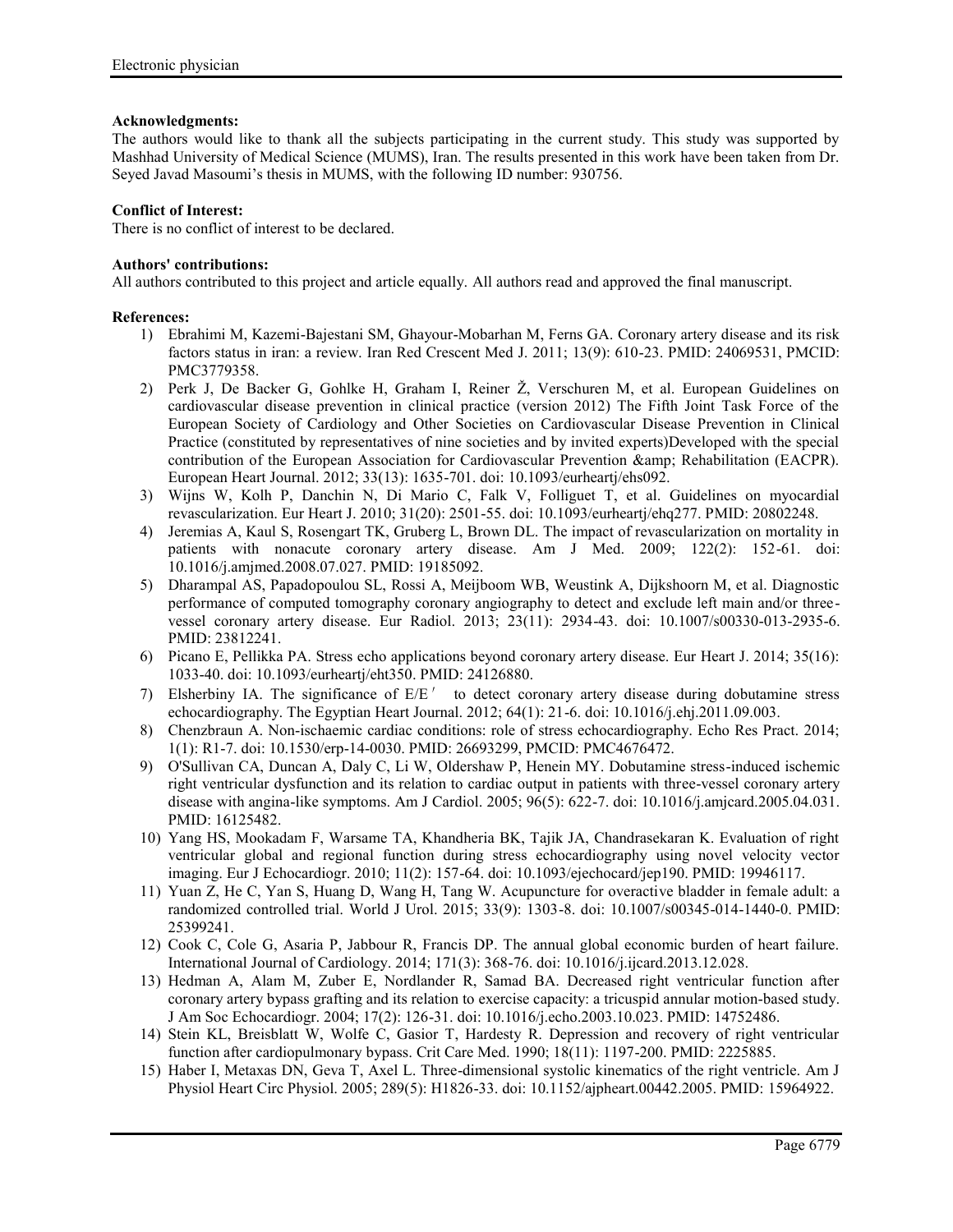**Acknowledgments:**

The authors would like to thank all the subjects participating in the current study. This study was supported by Mashhad University of Medical Science (MUMS), Iran. The results presented in this work have been taken from Dr. Seyed Javad Masoumi's thesis in MUMS, with the following ID number: 930756.

**Conflict of Interest:**

There is no conflict of interest to be declared.

**Authors' contributions:**

All authors contributed to this project and article equally. All authors read and approved the final manuscript.

**References:**

1) Ebrahimi M, Kazemi-Bajestani SM, Ghayour-Mobarhan M, Ferns GA. Coronary artery disease and its risk factors status in iran: a review. Iran Red Crescent Med J. 2011; 13(9): 610-23. PMID: 24069531, PMCID: PMC3779358.
2) Perk J, De Backer G, Gohlke H, Graham I, Reiner Ž, Verschuren M, et al. European Guidelines on cardiovascular disease prevention in clinical practice (version 2012) The Fifth Joint Task Force of the European Society of Cardiology and Other Societies on Cardiovascular Disease Prevention in Clinical Practice (constituted by representatives of nine societies and by invited experts)Developed with the special contribution of the European Association for Cardiovascular Prevention &amp; Rehabilitation (EACPR). European Heart Journal. 2012; 33(13): 1635-701. doi: 10.1093/eurheartj/ehs092.
3) Wijns W, Kolh P, Danchin N, Di Mario C, Falk V, Folliguet T, et al. Guidelines on myocardial revascularization. Eur Heart J. 2010; 31(20): 2501-55. doi: 10.1093/eurheartj/ehq277. PMID: 20802248.
4) Jeremias A, Kaul S, Rosengart TK, Gruberg L, Brown DL. The impact of revascularization on mortality in patients with nonacute coronary artery disease. Am J Med. 2009; 122(2): 152-61. doi: 10.1016/j.amjmed.2008.07.027. PMID: 19185092.
5) Dharampal AS, Papadopoulou SL, Rossi A, Meijboom WB, Weustink A, Dijkshoorn M, et al. Diagnostic performance of computed tomography coronary angiography to detect and exclude left main and/or three-vessel coronary artery disease. Eur Radiol. 2013; 23(11): 2934-43. doi: 10.1007/s00330-013-2935-6. PMID: 23812241.
6) Picano E, Pellikka PA. Stress echo applications beyond coronary artery disease. Eur Heart J. 2014; 35(16): 1033-40. doi: 10.1093/eurheartj/eht350. PMID: 24126880.
7) Elsherbiny IA. The significance of E/E′ to detect coronary artery disease during dobutamine stress echocardiography. The Egyptian Heart Journal. 2012; 64(1): 21-6. doi: 10.1016/j.ehj.2011.09.003.
8) Chenzbraun A. Non-ischaemic cardiac conditions: role of stress echocardiography. Echo Res Pract. 2014; 1(1): R1-7. doi: 10.1530/erp-14-0030. PMID: 26693299, PMCID: PMC4676472.
9) O'Sullivan CA, Duncan A, Daly C, Li W, Oldershaw P, Henein MY. Dobutamine stress-induced ischemic right ventricular dysfunction and its relation to cardiac output in patients with three-vessel coronary artery disease with angina-like symptoms. Am J Cardiol. 2005; 96(5): 622-7. doi: 10.1016/j.amjcard.2005.04.031. PMID: 16125482.
10) Yang HS, Mookadam F, Warsame TA, Khandheria BK, Tajik JA, Chandrasekaran K. Evaluation of right ventricular global and regional function during stress echocardiography using novel velocity vector imaging. Eur J Echocardiogr. 2010; 11(2): 157-64. doi: 10.1093/ejechocard/jep190. PMID: 19946117.
11) Yuan Z, He C, Yan S, Huang D, Wang H, Tang W. Acupuncture for overactive bladder in female adult: a randomized controlled trial. World J Urol. 2015; 33(9): 1303-8. doi: 10.1007/s00345-014-1440-0. PMID: 25399241.
12) Cook C, Cole G, Asaria P, Jabbour R, Francis DP. The annual global economic burden of heart failure. International Journal of Cardiology. 2014; 171(3): 368-76. doi: 10.1016/j.ijcard.2013.12.028.
13) Hedman A, Alam M, Zuber E, Nordlander R, Samad BA. Decreased right ventricular function after coronary artery bypass grafting and its relation to exercise capacity: a tricuspid annular motion-based study. J Am Soc Echocardiogr. 2004; 17(2): 126-31. doi: 10.1016/j.echo.2003.10.023. PMID: 14752486.
14) Stein KL, Breisblatt W, Wolfe C, Gasior T, Hardesty R. Depression and recovery of right ventricular function after cardiopulmonary bypass. Crit Care Med. 1990; 18(11): 1197-200. PMID: 2225885.
15) Haber I, Metaxas DN, Geva T, Axel L. Three-dimensional systolic kinematics of the right ventricle. Am J Physiol Heart Circ Physiol. 2005; 289(5): H1826-33. doi: 10.1152/ajpheart.00442.2005. PMID: 15964922.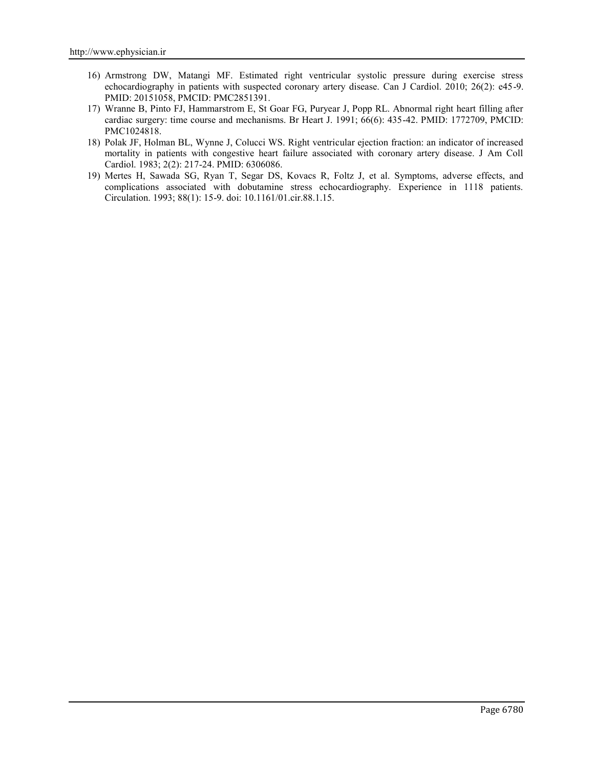16) Armstrong DW, Matangi MF. Estimated right ventricular systolic pressure during exercise stress echocardiography in patients with suspected coronary artery disease. Can J Cardiol. 2010; 26(2): e45-9. PMID: 20151058, PMCID: PMC2851391.
17) Wranne B, Pinto FJ, Hammarstrom E, St Goar FG, Puryear J, Popp RL. Abnormal right heart filling after cardiac surgery: time course and mechanisms. Br Heart J. 1991; 66(6): 435-42. PMID: 1772709, PMCID: PMC1024818.
18) Polak JF, Holman BL, Wynne J, Colucci WS. Right ventricular ejection fraction: an indicator of increased mortality in patients with congestive heart failure associated with coronary artery disease. J Am Coll Cardiol. 1983; 2(2): 217-24. PMID: 6306086.
19) Mertes H, Sawada SG, Ryan T, Segar DS, Kovacs R, Foltz J, et al. Symptoms, adverse effects, and complications associated with dobutamine stress echocardiography. Experience in 1118 patients. Circulation. 1993; 88(1): 15-9. doi: 10.1161/01.cir.88.1.15.